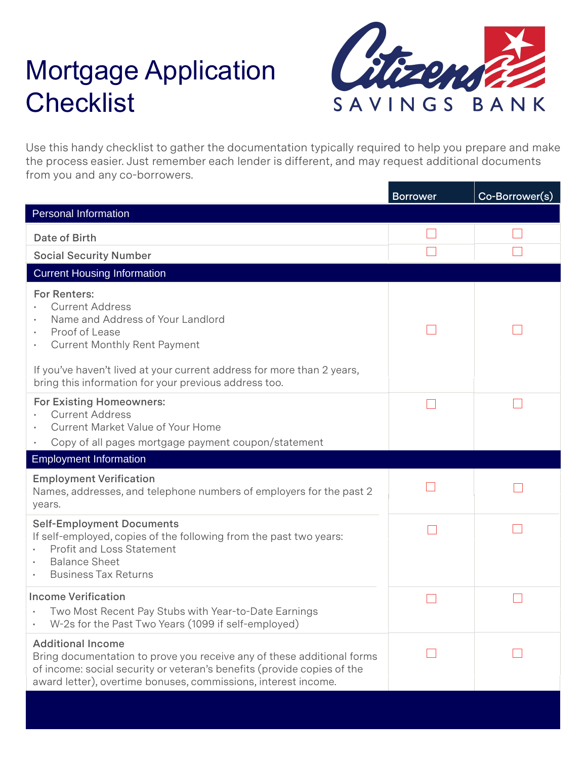# Mortgage Application Checklist

Citizens SAVINGS BANK

Use this handy checklist to gather the documentation typically required to help you prepare and make the process easier. Just remember each lender is different, and may request additional documents from you and any co-borrowers.

| | Borrower | Co-Borrower(s) |
|---|---|---|
| **Personal Information** | | |
| Date of Birth | ☐ | ☐ |
| Social Security Number | ☐ | ☐ |
| **Current Housing Information** | | |
| For Renters:<br>• Current Address<br>• Name and Address of Your Landlord<br>• Proof of Lease<br>• Current Monthly Rent Payment<br><br>If you've haven't lived at your current address for more than 2 years, bring this information for your previous address too. | ☐ | ☐ |
| For Existing Homeowners:<br>• Current Address<br>• Current Market Value of Your Home<br>• Copy of all pages mortgage payment coupon/statement | ☐ | ☐ |
| **Employment Information** | | |
| Employment Verification<br>Names, addresses, and telephone numbers of employers for the past 2 years. | ☐ | ☐ |
| Self-Employment Documents<br>If self-employed, copies of the following from the past two years:<br>• Profit and Loss Statement<br>• Balance Sheet<br>• Business Tax Returns | ☐ | ☐ |
| Income Verification<br>• Two Most Recent Pay Stubs with Year-to-Date Earnings<br>• W-2s for the Past Two Years (1099 if self-employed) | ☐ | ☐ |
| Additional Income<br>Bring documentation to prove you receive any of these additional forms of income: social security or veteran's benefits (provide copies of the award letter), overtime bonuses, commissions, interest income. | ☐ | ☐ |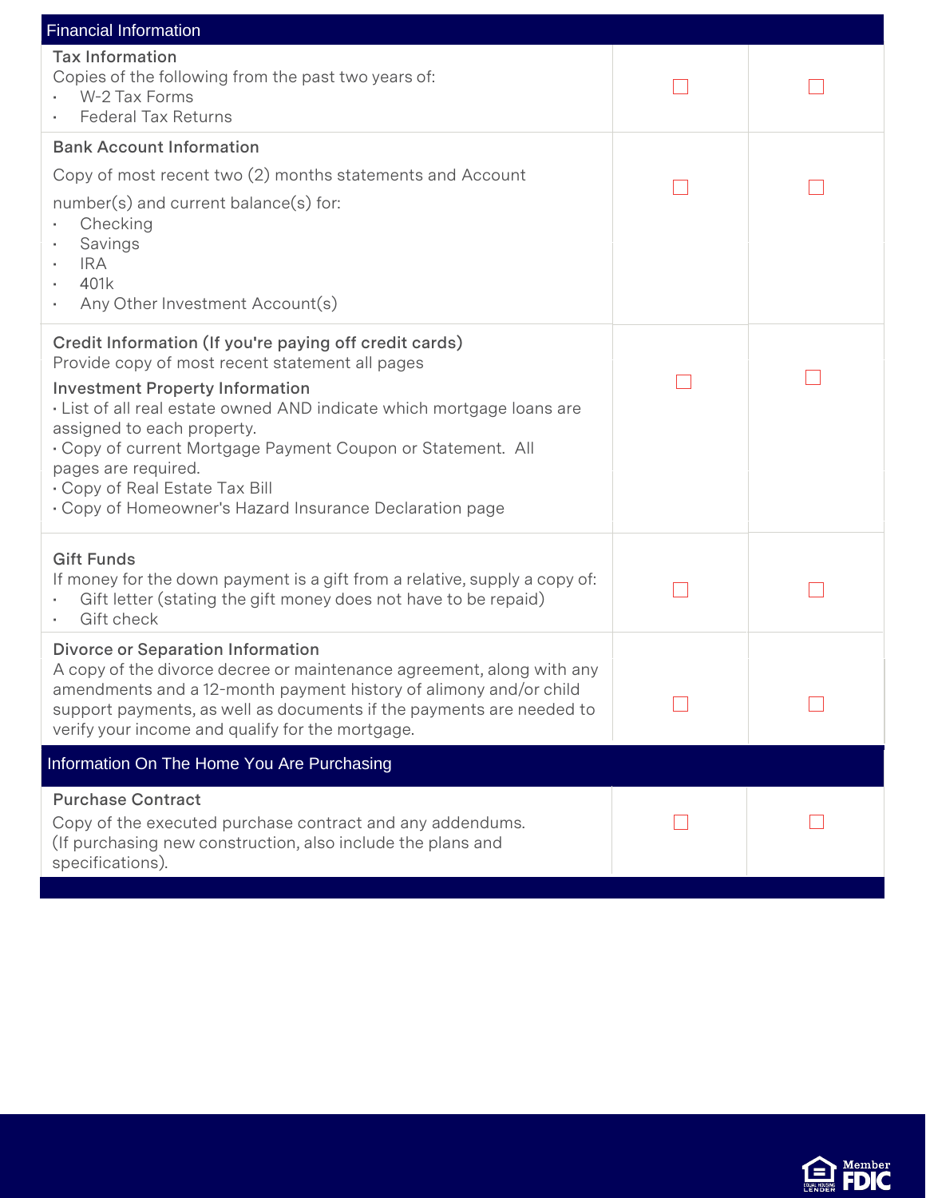| Financial Information | | |
|---|---|---|
| **Tax Information**<br>Copies of the following from the past two years of:<br>• W-2 Tax Forms<br>• Federal Tax Returns | ☐ | ☐ |
| **Bank Account Information**<br>Copy of most recent two (2) months statements and Account number(s) and current balance(s) for:<br>• Checking<br>• Savings<br>• IRA<br>• 401k<br>• Any Other Investment Account(s) | ☐ | ☐ |
| **Credit Information (If you're paying off credit cards)**<br>Provide copy of most recent statement all pages<br>**Investment Property Information**<br>• List of all real estate owned AND indicate which mortgage loans are assigned to each property.<br>• Copy of current Mortgage Payment Coupon or Statement. All pages are required.<br>• Copy of Real Estate Tax Bill<br>• Copy of Homeowner's Hazard Insurance Declaration page | ☐ | ☐ |
| **Gift Funds**<br>If money for the down payment is a gift from a relative, supply a copy of:<br>• Gift letter (stating the gift money does not have to be repaid)<br>• Gift check | ☐ | ☐ |
| **Divorce or Separation Information**<br>A copy of the divorce decree or maintenance agreement, along with any amendments and a 12-month payment history of alimony and/or child support payments, as well as documents if the payments are needed to verify your income and qualify for the mortgage. | ☐ | ☐ |

| Information On The Home You Are Purchasing | | |
|---|---|---|
| **Purchase Contract**<br>Copy of the executed purchase contract and any addendums. (If purchasing new construction, also include the plans and specifications). | ☐ | ☐ |

Equal Housing Lender

Member FDIC